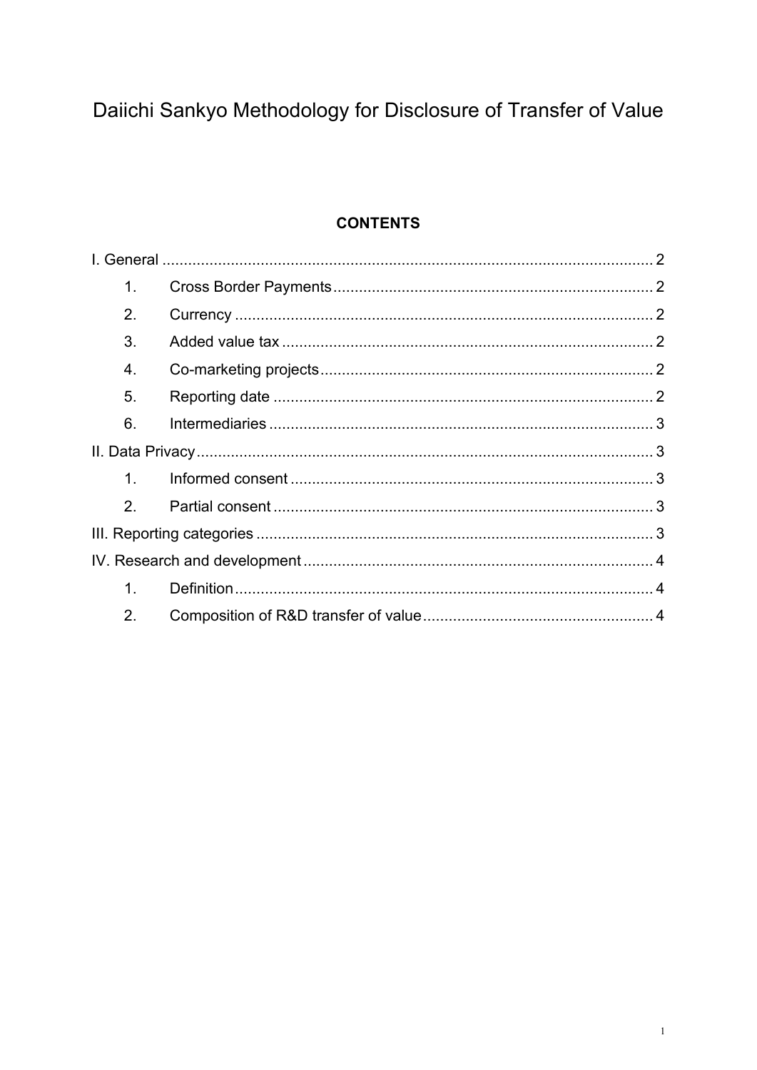# Daiichi Sankyo Methodology for Disclosure of Transfer of Value

**CONTENTS**

I. General ........................................................................................................ 2

1. Cross Border Payments ........................................................................ 2
2. Currency ................................................................................................ 2
3. Added value tax ..................................................................................... 2
4. Co-marketing projects ........................................................................... 2
5. Reporting date ....................................................................................... 2
6. Intermediaries ........................................................................................ 3

II. Data Privacy ................................................................................................ 3

1. Informed consent ................................................................................... 3
2. Partial consent ....................................................................................... 3

III. Reporting categories ................................................................................... 3

IV. Research and development ........................................................................ 4

1. Definition ................................................................................................ 4
2. Composition of R&D transfer of value .................................................... 4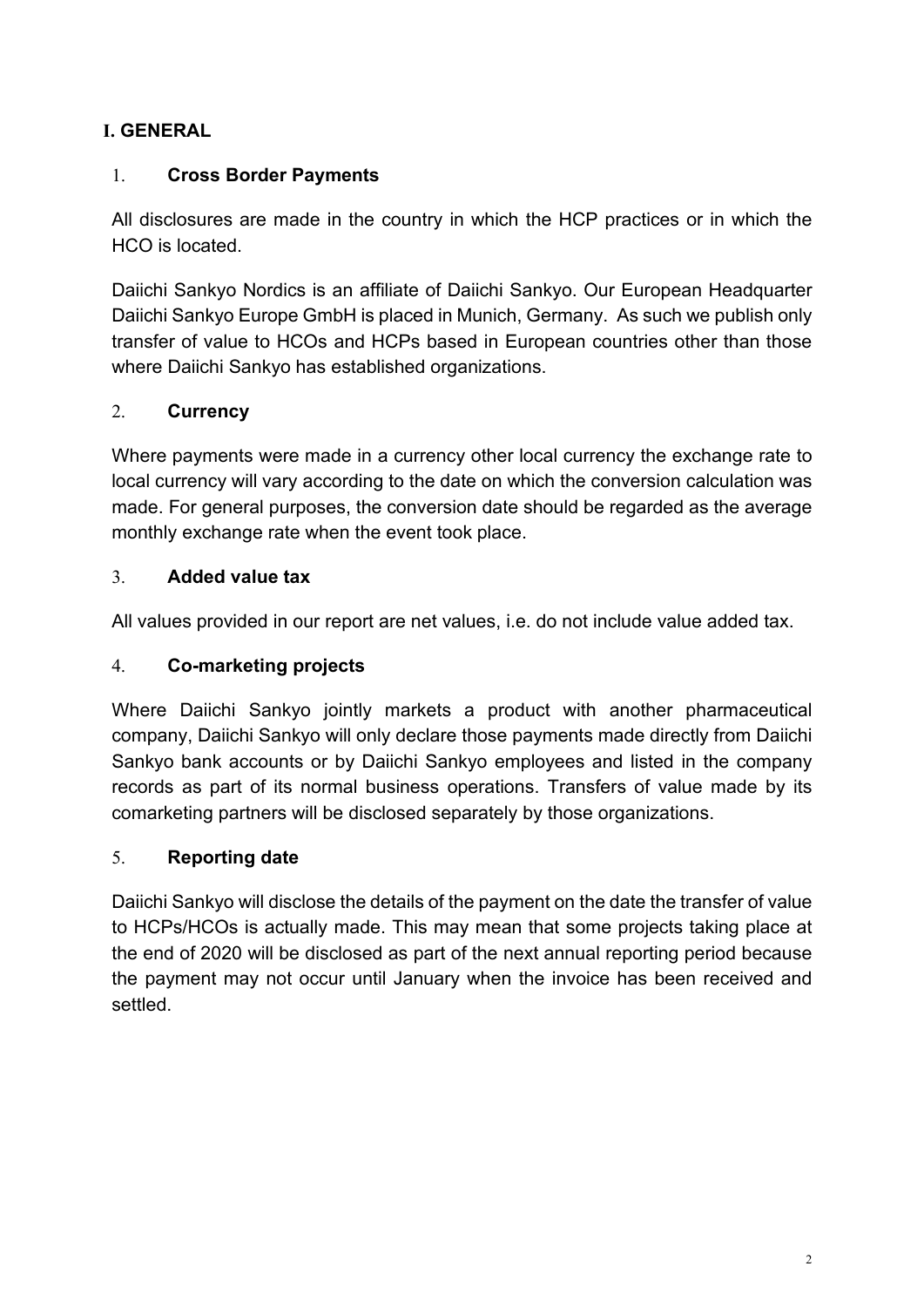## I. GENERAL

### 1. Cross Border Payments

All disclosures are made in the country in which the HCP practices or in which the HCO is located.

Daiichi Sankyo Nordics is an affiliate of Daiichi Sankyo. Our European Headquarter Daiichi Sankyo Europe GmbH is placed in Munich, Germany. As such we publish only transfer of value to HCOs and HCPs based in European countries other than those where Daiichi Sankyo has established organizations.

### 2. Currency

Where payments were made in a currency other local currency the exchange rate to local currency will vary according to the date on which the conversion calculation was made. For general purposes, the conversion date should be regarded as the average monthly exchange rate when the event took place.

### 3. Added value tax

All values provided in our report are net values, i.e. do not include value added tax.

### 4. Co-marketing projects

Where Daiichi Sankyo jointly markets a product with another pharmaceutical company, Daiichi Sankyo will only declare those payments made directly from Daiichi Sankyo bank accounts or by Daiichi Sankyo employees and listed in the company records as part of its normal business operations. Transfers of value made by its comarketing partners will be disclosed separately by those organizations.

### 5. Reporting date

Daiichi Sankyo will disclose the details of the payment on the date the transfer of value to HCPs/HCOs is actually made. This may mean that some projects taking place at the end of 2020 will be disclosed as part of the next annual reporting period because the payment may not occur until January when the invoice has been received and settled.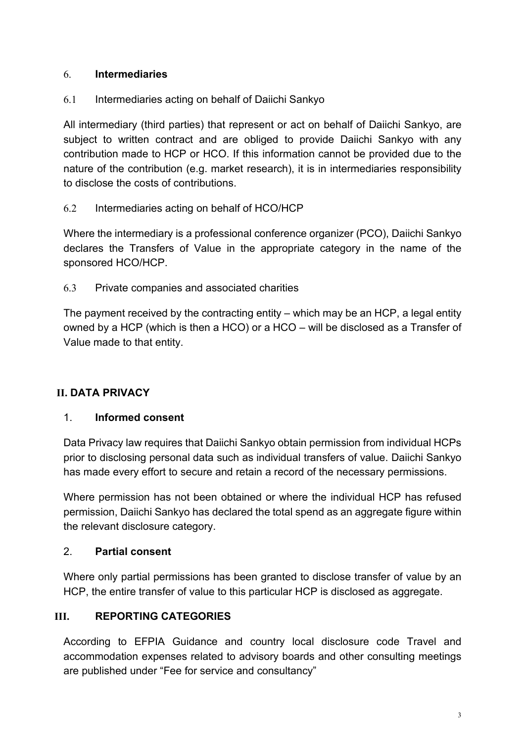### 6. **Intermediaries**

#### 6.1 Intermediaries acting on behalf of Daiichi Sankyo

All intermediary (third parties) that represent or act on behalf of Daiichi Sankyo, are subject to written contract and are obliged to provide Daiichi Sankyo with any contribution made to HCP or HCO. If this information cannot be provided due to the nature of the contribution (e.g. market research), it is in intermediaries responsibility to disclose the costs of contributions.

#### 6.2 Intermediaries acting on behalf of HCO/HCP

Where the intermediary is a professional conference organizer (PCO), Daiichi Sankyo declares the Transfers of Value in the appropriate category in the name of the sponsored HCO/HCP.

#### 6.3 Private companies and associated charities

The payment received by the contracting entity – which may be an HCP, a legal entity owned by a HCP (which is then a HCO) or a HCO – will be disclosed as a Transfer of Value made to that entity.

## II. DATA PRIVACY

### 1. **Informed consent**

Data Privacy law requires that Daiichi Sankyo obtain permission from individual HCPs prior to disclosing personal data such as individual transfers of value. Daiichi Sankyo has made every effort to secure and retain a record of the necessary permissions.

Where permission has not been obtained or where the individual HCP has refused permission, Daiichi Sankyo has declared the total spend as an aggregate figure within the relevant disclosure category.

### 2. **Partial consent**

Where only partial permissions has been granted to disclose transfer of value by an HCP, the entire transfer of value to this particular HCP is disclosed as aggregate.

## III. REPORTING CATEGORIES

According to EFPIA Guidance and country local disclosure code Travel and accommodation expenses related to advisory boards and other consulting meetings are published under "Fee for service and consultancy"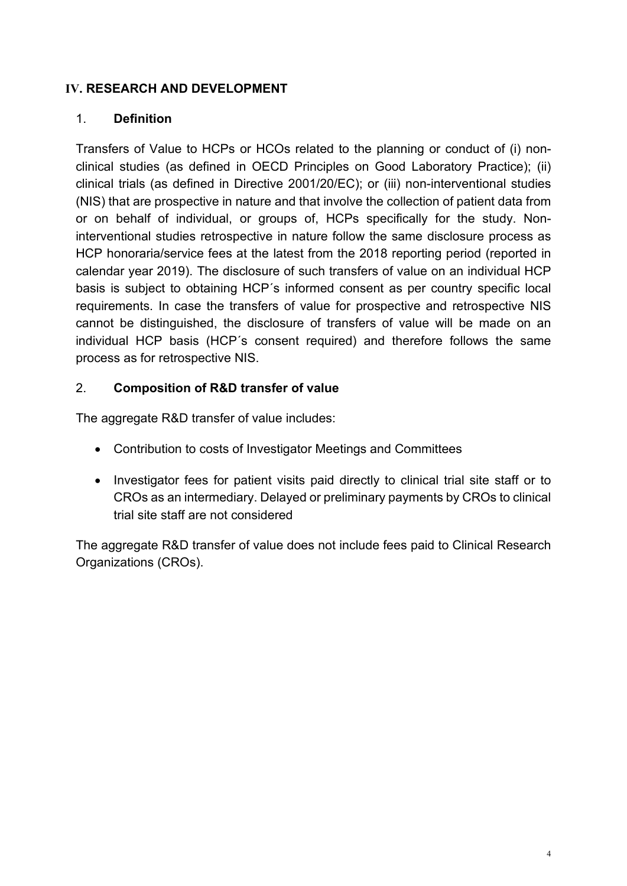## IV. RESEARCH AND DEVELOPMENT

### 1. Definition

Transfers of Value to HCPs or HCOs related to the planning or conduct of (i) non-clinical studies (as defined in OECD Principles on Good Laboratory Practice); (ii) clinical trials (as defined in Directive 2001/20/EC); or (iii) non-interventional studies (NIS) that are prospective in nature and that involve the collection of patient data from or on behalf of individual, or groups of, HCPs specifically for the study. Non-interventional studies retrospective in nature follow the same disclosure process as HCP honoraria/service fees at the latest from the 2018 reporting period (reported in calendar year 2019). The disclosure of such transfers of value on an individual HCP basis is subject to obtaining HCP´s informed consent as per country specific local requirements. In case the transfers of value for prospective and retrospective NIS cannot be distinguished, the disclosure of transfers of value will be made on an individual HCP basis (HCP´s consent required) and therefore follows the same process as for retrospective NIS.

### 2. Composition of R&D transfer of value

The aggregate R&D transfer of value includes:

- Contribution to costs of Investigator Meetings and Committees
- Investigator fees for patient visits paid directly to clinical trial site staff or to CROs as an intermediary. Delayed or preliminary payments by CROs to clinical trial site staff are not considered

The aggregate R&D transfer of value does not include fees paid to Clinical Research Organizations (CROs).